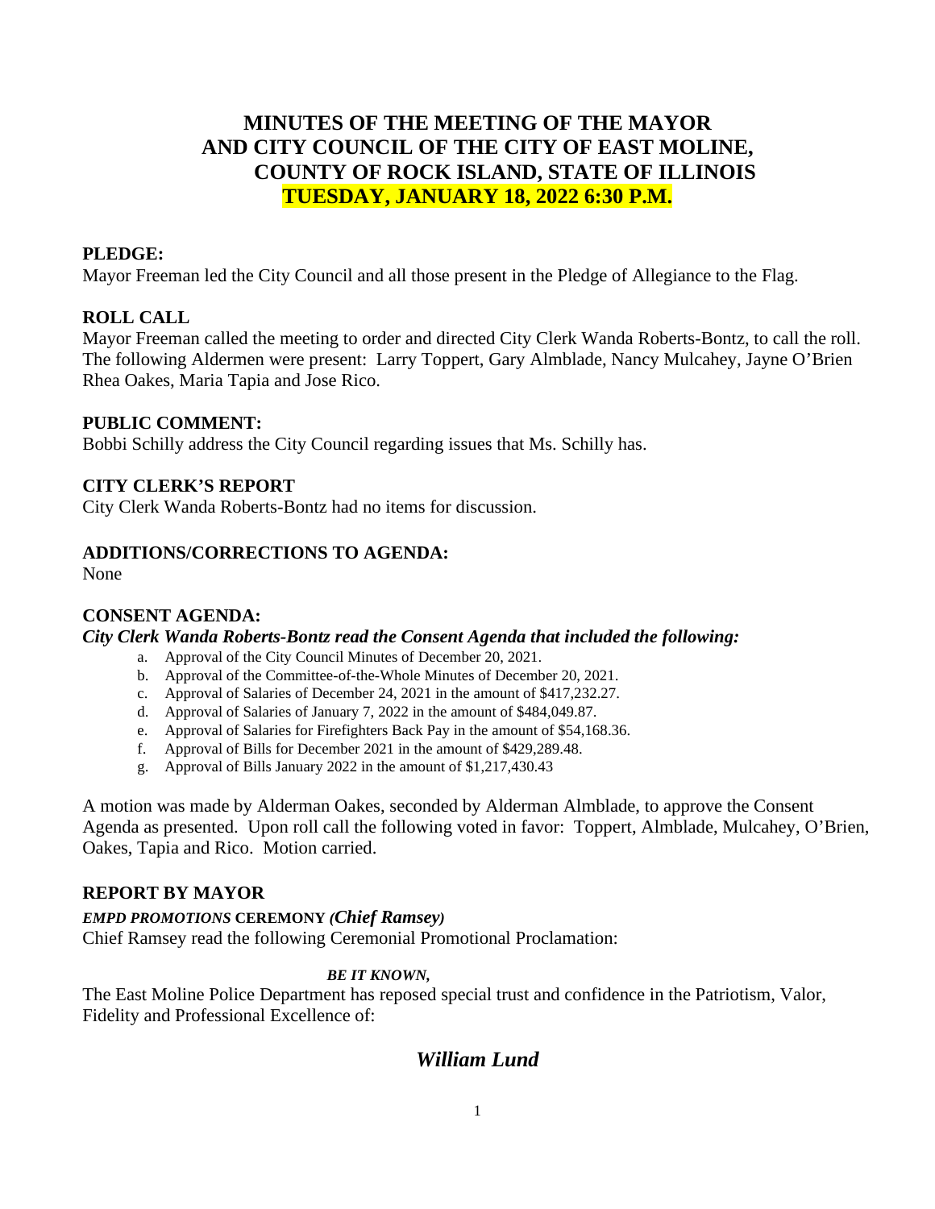# MINUTES OF THE MEETING OF THE MAYOR AND CITY COUNCIL OF THE CITY OF EAST MOLINE, COUNTY OF ROCK ISLAND, STATE OF ILLINOIS

## TUESDAY, JANUARY 18, 2022 6:30 P.M.

**PLEDGE:**

Mayor Freeman led the City Council and all those present in the Pledge of Allegiance to the Flag.

**ROLL CALL**

Mayor Freeman called the meeting to order and directed City Clerk Wanda Roberts-Bontz, to call the roll. The following Aldermen were present: Larry Toppert, Gary Almblade, Nancy Mulcahey, Jayne O'Brien Rhea Oakes, Maria Tapia and Jose Rico.

**PUBLIC COMMENT:**

Bobbi Schilly address the City Council regarding issues that Ms. Schilly has.

**CITY CLERK'S REPORT**

City Clerk Wanda Roberts-Bontz had no items for discussion.

**ADDITIONS/CORRECTIONS TO AGENDA:**

None

**CONSENT AGENDA:**

***City Clerk Wanda Roberts-Bontz read the Consent Agenda that included the following:***

a. Approval of the City Council Minutes of December 20, 2021.
b. Approval of the Committee-of-the-Whole Minutes of December 20, 2021.
c. Approval of Salaries of December 24, 2021 in the amount of $417,232.27.
d. Approval of Salaries of January 7, 2022 in the amount of $484,049.87.
e. Approval of Salaries for Firefighters Back Pay in the amount of $54,168.36.
f. Approval of Bills for December 2021 in the amount of $429,289.48.
g. Approval of Bills January 2022 in the amount of $1,217,430.43

A motion was made by Alderman Oakes, seconded by Alderman Almblade, to approve the Consent Agenda as presented. Upon roll call the following voted in favor: Toppert, Almblade, Mulcahey, O'Brien, Oakes, Tapia and Rico. Motion carried.

**REPORT BY MAYOR**

***EMPD PROMOTIONS* CEREMONY *(Chief Ramsey)***

Chief Ramsey read the following Ceremonial Promotional Proclamation:

***BE IT KNOWN,***

The East Moline Police Department has reposed special trust and confidence in the Patriotism, Valor, Fidelity and Professional Excellence of:

***William Lund***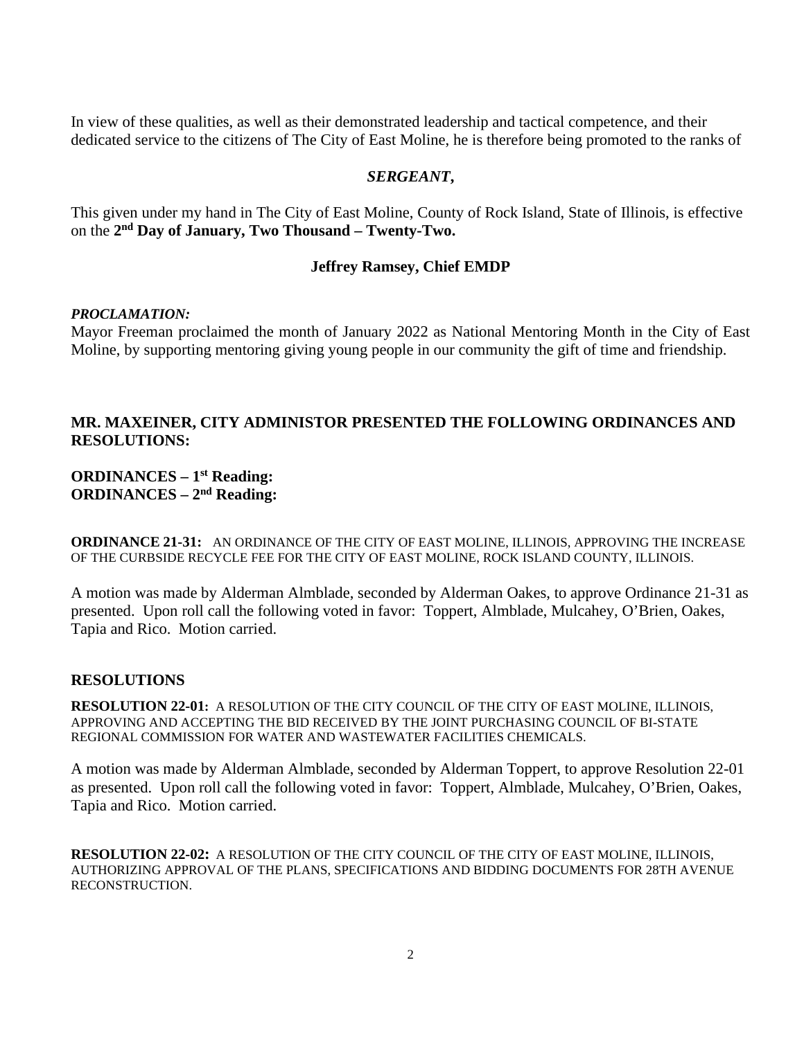In view of these qualities, as well as their demonstrated leadership and tactical competence, and their dedicated service to the citizens of The City of East Moline, he is therefore being promoted to the ranks of

***SERGEANT,***

This given under my hand in The City of East Moline, County of Rock Island, State of Illinois, is effective on the **2nd Day of January, Two Thousand – Twenty-Two.**

**Jeffrey Ramsey, Chief EMDP**

***PROCLAMATION:***

Mayor Freeman proclaimed the month of January 2022 as National Mentoring Month in the City of East Moline, by supporting mentoring giving young people in our community the gift of time and friendship.

**MR. MAXEINER, CITY ADMINISTOR PRESENTED THE FOLLOWING ORDINANCES AND RESOLUTIONS:**

**ORDINANCES – 1st Reading:**
**ORDINANCES – 2nd Reading:**

**ORDINANCE 21-31:** AN ORDINANCE OF THE CITY OF EAST MOLINE, ILLINOIS, APPROVING THE INCREASE OF THE CURBSIDE RECYCLE FEE FOR THE CITY OF EAST MOLINE, ROCK ISLAND COUNTY, ILLINOIS.

A motion was made by Alderman Almblade, seconded by Alderman Oakes, to approve Ordinance 21-31 as presented. Upon roll call the following voted in favor: Toppert, Almblade, Mulcahey, O'Brien, Oakes, Tapia and Rico. Motion carried.

## RESOLUTIONS

**RESOLUTION 22-01:** A RESOLUTION OF THE CITY COUNCIL OF THE CITY OF EAST MOLINE, ILLINOIS, APPROVING AND ACCEPTING THE BID RECEIVED BY THE JOINT PURCHASING COUNCIL OF BI-STATE REGIONAL COMMISSION FOR WATER AND WASTEWATER FACILITIES CHEMICALS.

A motion was made by Alderman Almblade, seconded by Alderman Toppert, to approve Resolution 22-01 as presented. Upon roll call the following voted in favor: Toppert, Almblade, Mulcahey, O'Brien, Oakes, Tapia and Rico. Motion carried.

**RESOLUTION 22-02:** A RESOLUTION OF THE CITY COUNCIL OF THE CITY OF EAST MOLINE, ILLINOIS, AUTHORIZING APPROVAL OF THE PLANS, SPECIFICATIONS AND BIDDING DOCUMENTS FOR 28TH AVENUE RECONSTRUCTION.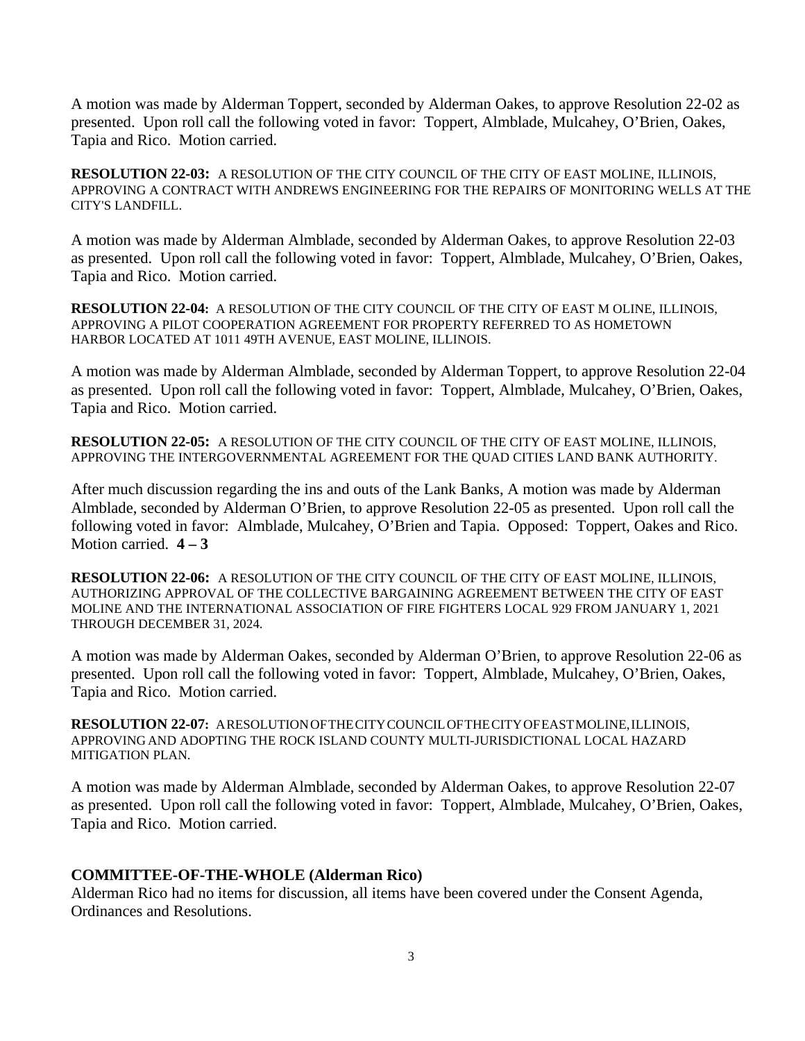A motion was made by Alderman Toppert, seconded by Alderman Oakes, to approve Resolution 22-02 as presented. Upon roll call the following voted in favor: Toppert, Almblade, Mulcahey, O'Brien, Oakes, Tapia and Rico. Motion carried.

**RESOLUTION 22-03:** A RESOLUTION OF THE CITY COUNCIL OF THE CITY OF EAST MOLINE, ILLINOIS, APPROVING A CONTRACT WITH ANDREWS ENGINEERING FOR THE REPAIRS OF MONITORING WELLS AT THE CITY'S LANDFILL.

A motion was made by Alderman Almblade, seconded by Alderman Oakes, to approve Resolution 22-03 as presented. Upon roll call the following voted in favor: Toppert, Almblade, Mulcahey, O'Brien, Oakes, Tapia and Rico. Motion carried.

**RESOLUTION 22-04:** A RESOLUTION OF THE CITY COUNCIL OF THE CITY OF EAST M OLINE, ILLINOIS, APPROVING A PILOT COOPERATION AGREEMENT FOR PROPERTY REFERRED TO AS HOMETOWN HARBOR LOCATED AT 1011 49TH AVENUE, EAST MOLINE, ILLINOIS.

A motion was made by Alderman Almblade, seconded by Alderman Toppert, to approve Resolution 22-04 as presented. Upon roll call the following voted in favor: Toppert, Almblade, Mulcahey, O'Brien, Oakes, Tapia and Rico. Motion carried.

**RESOLUTION 22-05:** A RESOLUTION OF THE CITY COUNCIL OF THE CITY OF EAST MOLINE, ILLINOIS, APPROVING THE INTERGOVERNMENTAL AGREEMENT FOR THE QUAD CITIES LAND BANK AUTHORITY.

After much discussion regarding the ins and outs of the Lank Banks, A motion was made by Alderman Almblade, seconded by Alderman O'Brien, to approve Resolution 22-05 as presented. Upon roll call the following voted in favor: Almblade, Mulcahey, O'Brien and Tapia. Opposed: Toppert, Oakes and Rico. Motion carried. **4 – 3**

**RESOLUTION 22-06:** A RESOLUTION OF THE CITY COUNCIL OF THE CITY OF EAST MOLINE, ILLINOIS, AUTHORIZING APPROVAL OF THE COLLECTIVE BARGAINING AGREEMENT BETWEEN THE CITY OF EAST MOLINE AND THE INTERNATIONAL ASSOCIATION OF FIRE FIGHTERS LOCAL 929 FROM JANUARY 1, 2021 THROUGH DECEMBER 31, 2024.

A motion was made by Alderman Oakes, seconded by Alderman O'Brien, to approve Resolution 22-06 as presented. Upon roll call the following voted in favor: Toppert, Almblade, Mulcahey, O'Brien, Oakes, Tapia and Rico. Motion carried.

**RESOLUTION 22-07:** A RESOLUTION OF THE CITY COUNCIL OF THE CITY OF EAST MOLINE, ILLINOIS, APPROVING AND ADOPTING THE ROCK ISLAND COUNTY MULTI-JURISDICTIONAL LOCAL HAZARD MITIGATION PLAN.

A motion was made by Alderman Almblade, seconded by Alderman Oakes, to approve Resolution 22-07 as presented. Upon roll call the following voted in favor: Toppert, Almblade, Mulcahey, O'Brien, Oakes, Tapia and Rico. Motion carried.

**COMMITTEE-OF-THE-WHOLE (Alderman Rico)**

Alderman Rico had no items for discussion, all items have been covered under the Consent Agenda, Ordinances and Resolutions.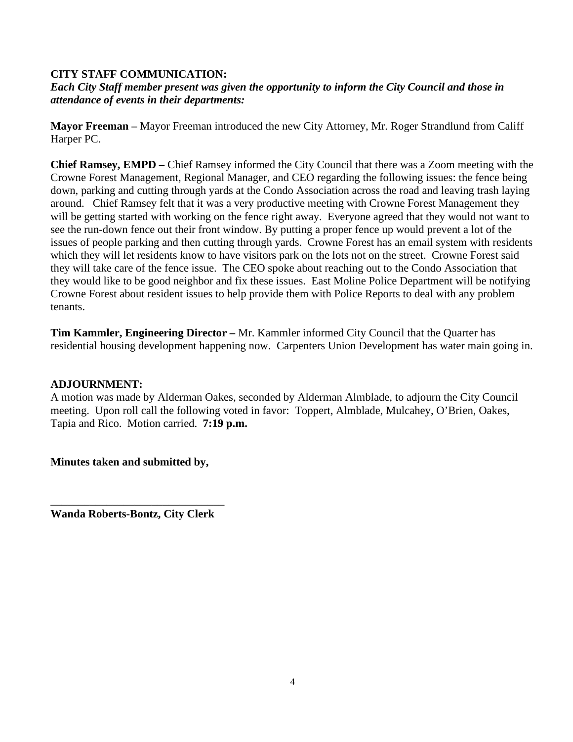**CITY STAFF COMMUNICATION:**

***Each City Staff member present was given the opportunity to inform the City Council and those in attendance of events in their departments:***

**Mayor Freeman –** Mayor Freeman introduced the new City Attorney, Mr. Roger Strandlund from Califf Harper PC.

**Chief Ramsey, EMPD –** Chief Ramsey informed the City Council that there was a Zoom meeting with the Crowne Forest Management, Regional Manager, and CEO regarding the following issues: the fence being down, parking and cutting through yards at the Condo Association across the road and leaving trash laying around. Chief Ramsey felt that it was a very productive meeting with Crowne Forest Management they will be getting started with working on the fence right away. Everyone agreed that they would not want to see the run-down fence out their front window. By putting a proper fence up would prevent a lot of the issues of people parking and then cutting through yards. Crowne Forest has an email system with residents which they will let residents know to have visitors park on the lots not on the street. Crowne Forest said they will take care of the fence issue. The CEO spoke about reaching out to the Condo Association that they would like to be good neighbor and fix these issues. East Moline Police Department will be notifying Crowne Forest about resident issues to help provide them with Police Reports to deal with any problem tenants.

**Tim Kammler, Engineering Director –** Mr. Kammler informed City Council that the Quarter has residential housing development happening now. Carpenters Union Development has water main going in.

**ADJOURNMENT:**

A motion was made by Alderman Oakes, seconded by Alderman Almblade, to adjourn the City Council meeting. Upon roll call the following voted in favor: Toppert, Almblade, Mulcahey, O'Brien, Oakes, Tapia and Rico. Motion carried. **7:19 p.m.**

**Minutes taken and submitted by,**

\_\_\_\_\_\_\_\_\_\_\_\_\_\_\_\_\_\_\_\_\_\_\_\_\_\_\_\_\_\_\_\_

**Wanda Roberts-Bontz, City Clerk**